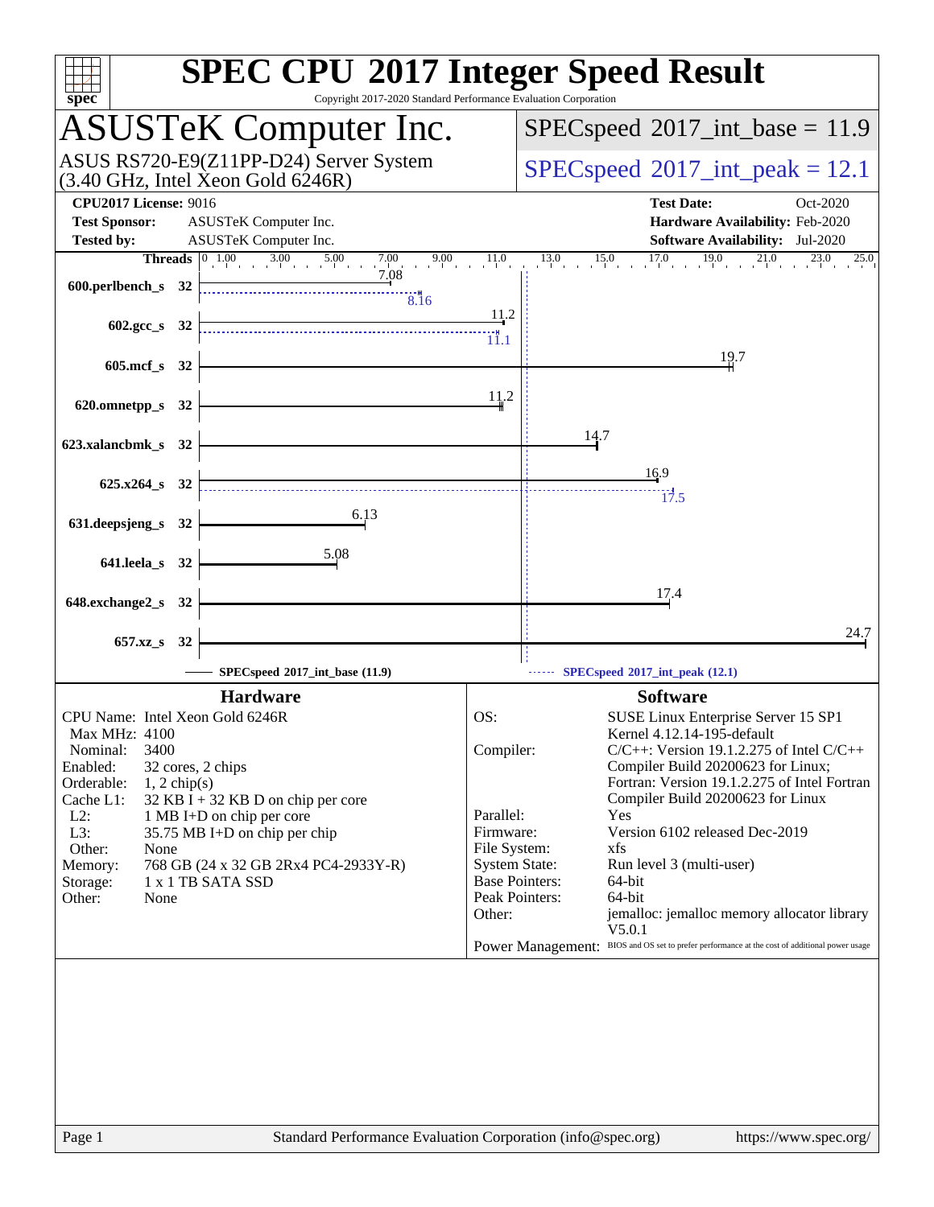# SPEC CPU 2017 Integer Speed Result

Copyright 2017-2020 Standard Performance Evaluation Corporation

## ASUSTeK Computer Inc.

ASUS RS720-E9(Z11PP-D24) Server System
(3.40 GHz, Intel Xeon Gold 6246R)

SPECspeed 2017_int_base = 11.9

SPECspeed 2017_int_peak = 12.1

**CPU2017 License:** 9016
**Test Sponsor:** ASUSTeK Computer Inc.
**Tested by:** ASUSTeK Computer Inc.

**Test Date:** Oct-2020
**Hardware Availability:** Feb-2020
**Software Availability:** Jul-2020

| Benchmark | Threads | Base | Peak |
|---|---|---|---|
| 600.perlbench_s | 32 | 7.08 | 8.16 |
| 602.gcc_s | 32 | 11.2 | 11.1 |
| 605.mcf_s | 32 | 19.7 | |
| 620.omnetpp_s | 32 | 11.2 | |
| 623.xalancbmk_s | 32 | 14.7 | |
| 625.x264_s | 32 | 16.9 | 17.5 |
| 631.deepsjeng_s | 32 | 6.13 | |
| 641.leela_s | 32 | 5.08 | |
| 648.exchange2_s | 32 | 17.4 | |
| 657.xz_s | 32 | 24.7 | |

SPECspeed 2017_int_base (11.9) — SPECspeed 2017_int_peak (12.1)

### Hardware

| | |
|---|---|
| CPU Name: | Intel Xeon Gold 6246R |
| Max MHz: | 4100 |
| Nominal: | 3400 |
| Enabled: | 32 cores, 2 chips |
| Orderable: | 1, 2 chip(s) |
| Cache L1: | 32 KB I + 32 KB D on chip per core |
| L2: | 1 MB I+D on chip per core |
| L3: | 35.75 MB I+D on chip per chip |
| Other: | None |
| Memory: | 768 GB (24 x 32 GB 2Rx4 PC4-2933Y-R) |
| Storage: | 1 x 1 TB SATA SSD |
| Other: | None |

### Software

| | |
|---|---|
| OS: | SUSE Linux Enterprise Server 15 SP1 Kernel 4.12.14-195-default |
| Compiler: | C/C++: Version 19.1.2.275 of Intel C/C++ Compiler Build 20200623 for Linux; Fortran: Version 19.1.2.275 of Intel Fortran Compiler Build 20200623 for Linux |
| Parallel: | Yes |
| Firmware: | Version 6102 released Dec-2019 |
| File System: | xfs |
| System State: | Run level 3 (multi-user) |
| Base Pointers: | 64-bit |
| Peak Pointers: | 64-bit |
| Other: | jemalloc: jemalloc memory allocator library V5.0.1 |
| Power Management: | BIOS and OS set to prefer performance at the cost of additional power usage |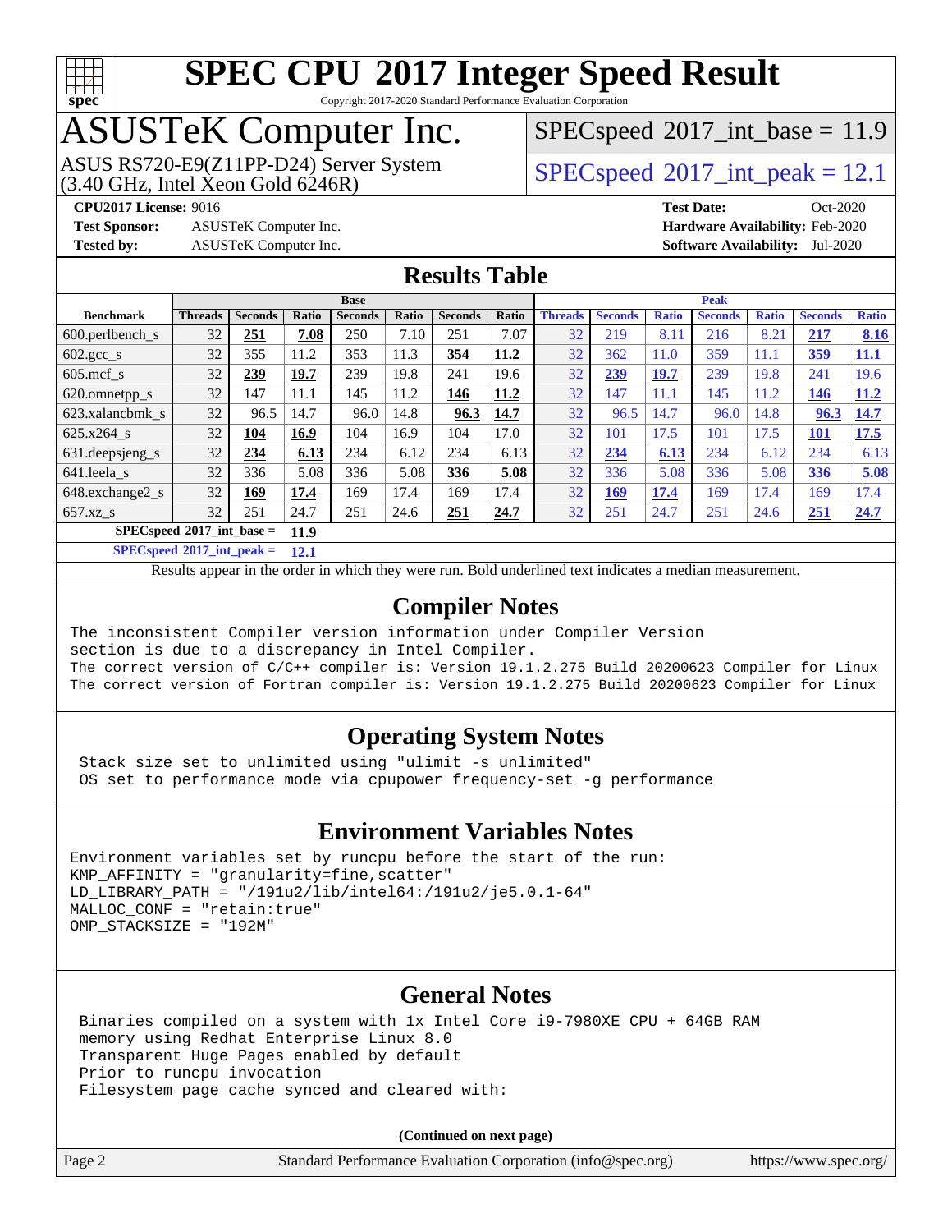# SPEC CPU 2017 Integer Speed Result

Copyright 2017-2020 Standard Performance Evaluation Corporation

# ASUSTeK Computer Inc.

ASUS RS720-E9(Z11PP-D24) Server System
(3.40 GHz, Intel Xeon Gold 6246R)

SPECspeed 2017_int_base = 11.9

SPECspeed 2017_int_peak = 12.1

**CPU2017 License:** 9016
**Test Sponsor:** ASUSTeK Computer Inc.
**Tested by:** ASUSTeK Computer Inc.

**Test Date:** Oct-2020
**Hardware Availability:** Feb-2020
**Software Availability:** Jul-2020

## Results Table

| Benchmark | Base | | | | | | | Peak | | | | | | |
|---|---|---|---|---|---|---|---|---|---|---|---|---|---|---|
| | Threads | Seconds | Ratio | Seconds | Ratio | Seconds | Ratio | Threads | Seconds | Ratio | Seconds | Ratio | Seconds | Ratio |
| 600.perlbench_s | 32 | **251** | **7.08** | 250 | 7.10 | 251 | 7.07 | 32 | 219 | 8.11 | 216 | 8.21 | **217** | **8.16** |
| 602.gcc_s | 32 | 355 | 11.2 | 353 | 11.3 | **354** | **11.2** | 32 | 362 | 11.0 | 359 | 11.1 | **359** | **11.1** |
| 605.mcf_s | 32 | **239** | **19.7** | 239 | 19.8 | 241 | 19.6 | 32 | **239** | **19.7** | 239 | 19.8 | 241 | 19.6 |
| 620.omnetpp_s | 32 | 147 | 11.1 | 145 | 11.2 | **146** | **11.2** | 32 | 147 | 11.1 | 145 | 11.2 | **146** | **11.2** |
| 623.xalancbmk_s | 32 | 96.5 | 14.7 | 96.0 | 14.8 | **96.3** | **14.7** | 32 | 96.5 | 14.7 | 96.0 | 14.8 | **96.3** | **14.7** |
| 625.x264_s | 32 | **104** | **16.9** | 104 | 16.9 | 104 | 17.0 | 32 | 101 | 17.5 | 101 | 17.5 | **101** | **17.5** |
| 631.deepsjeng_s | 32 | **234** | **6.13** | 234 | 6.12 | 234 | 6.13 | 32 | **234** | **6.13** | 234 | 6.12 | 234 | 6.13 |
| 641.leela_s | 32 | 336 | 5.08 | 336 | 5.08 | **336** | **5.08** | 32 | 336 | 5.08 | 336 | 5.08 | **336** | **5.08** |
| 648.exchange2_s | 32 | **169** | **17.4** | 169 | 17.4 | 169 | 17.4 | 32 | **169** | **17.4** | 169 | 17.4 | 169 | 17.4 |
| 657.xz_s | 32 | 251 | 24.7 | 251 | 24.6 | **251** | **24.7** | 32 | 251 | 24.7 | 251 | 24.6 | **251** | **24.7** |

**SPECspeed 2017_int_base = 11.9**

**SPECspeed 2017_int_peak = 12.1**

Results appear in the order in which they were run. Bold underlined text indicates a median measurement.

## Compiler Notes

```
The inconsistent Compiler version information under Compiler Version
section is due to a discrepancy in Intel Compiler.
The correct version of C/C++ compiler is: Version 19.1.2.275 Build 20200623 Compiler for Linux
The correct version of Fortran compiler is: Version 19.1.2.275 Build 20200623 Compiler for Linux
```

## Operating System Notes

```
Stack size set to unlimited using "ulimit -s unlimited"
OS set to performance mode via cpupower frequency-set -g performance
```

## Environment Variables Notes

```
Environment variables set by runcpu before the start of the run:
KMP_AFFINITY = "granularity=fine,scatter"
LD_LIBRARY_PATH = "/191u2/lib/intel64:/191u2/je5.0.1-64"
MALLOC_CONF = "retain:true"
OMP_STACKSIZE = "192M"
```

## General Notes

```
Binaries compiled on a system with 1x Intel Core i9-7980XE CPU + 64GB RAM
memory using Redhat Enterprise Linux 8.0
Transparent Huge Pages enabled by default
Prior to runcpu invocation
Filesystem page cache synced and cleared with:
```

**(Continued on next page)**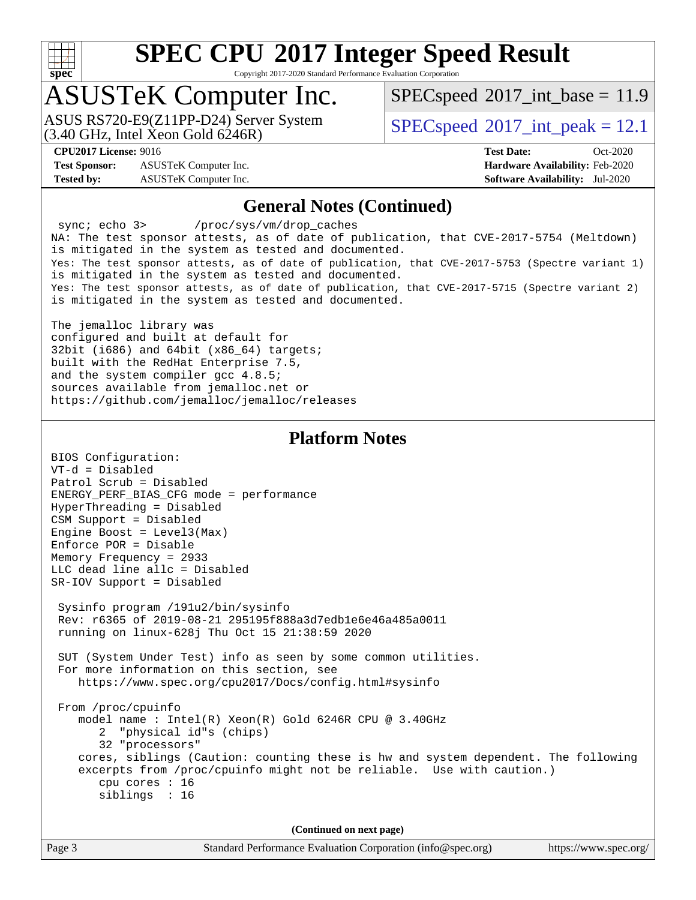## General Notes (Continued)

```
 sync; echo 3>       /proc/sys/vm/drop_caches
NA: The test sponsor attests, as of date of publication, that CVE-2017-5754 (Meltdown)
is mitigated in the system as tested and documented.
Yes: The test sponsor attests, as of date of publication, that CVE-2017-5753 (Spectre variant 1)
is mitigated in the system as tested and documented.
Yes: The test sponsor attests, as of date of publication, that CVE-2017-5715 (Spectre variant 2)
is mitigated in the system as tested and documented.

The jemalloc library was
configured and built at default for
32bit (i686) and 64bit (x86_64) targets;
built with the RedHat Enterprise 7.5,
and the system compiler gcc 4.8.5;
sources available from jemalloc.net or
https://github.com/jemalloc/jemalloc/releases
```

## Platform Notes

```
BIOS Configuration:
VT-d = Disabled
Patrol Scrub = Disabled
ENERGY_PERF_BIAS_CFG mode = performance
HyperThreading = Disabled
CSM Support = Disabled
Engine Boost = Level3(Max)
Enforce POR = Disable
Memory Frequency = 2933
LLC dead line allc = Disabled
SR-IOV Support = Disabled

 Sysinfo program /191u2/bin/sysinfo
 Rev: r6365 of 2019-08-21 295195f888a3d7edb1e6e46a485a0011
 running on linux-628j Thu Oct 15 21:38:59 2020

 SUT (System Under Test) info as seen by some common utilities.
 For more information on this section, see
    https://www.spec.org/cpu2017/Docs/config.html#sysinfo

 From /proc/cpuinfo
    model name : Intel(R) Xeon(R) Gold 6246R CPU @ 3.40GHz
       2  "physical id"s (chips)
       32 "processors"
    cores, siblings (Caution: counting these is hw and system dependent. The following
    excerpts from /proc/cpuinfo might not be reliable.  Use with caution.)
       cpu cores : 16
       siblings  : 16
```

(Continued on next page)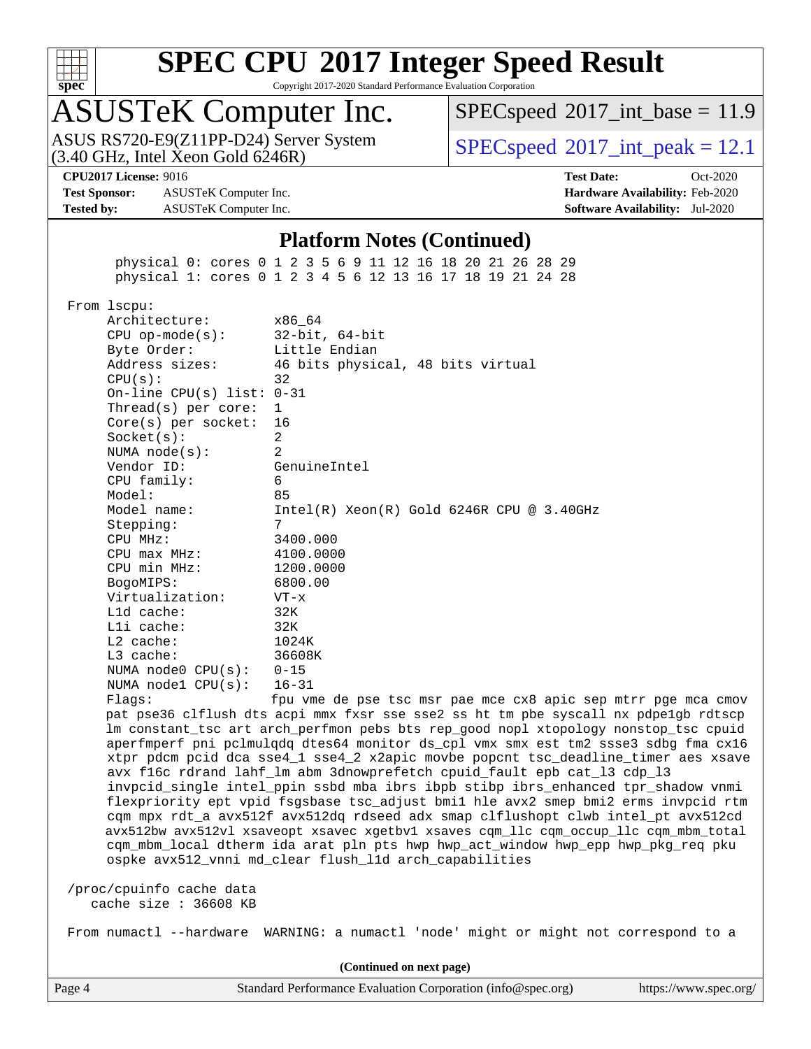## Platform Notes (Continued)

```
     physical 0: cores 0 1 2 3 5 6 9 11 12 16 18 20 21 26 28 29
     physical 1: cores 0 1 2 3 4 5 6 12 13 16 17 18 19 21 24 28

From lscpu:
     Architecture:          x86_64
     CPU op-mode(s):        32-bit, 64-bit
     Byte Order:            Little Endian
     Address sizes:         46 bits physical, 48 bits virtual
     CPU(s):                32
     On-line CPU(s) list: 0-31
     Thread(s) per core:    1
     Core(s) per socket:    16
     Socket(s):             2
     NUMA node(s):          2
     Vendor ID:             GenuineIntel
     CPU family:            6
     Model:                 85
     Model name:            Intel(R) Xeon(R) Gold 6246R CPU @ 3.40GHz
     Stepping:              7
     CPU MHz:               3400.000
     CPU max MHz:           4100.0000
     CPU min MHz:           1200.0000
     BogoMIPS:              6800.00
     Virtualization:        VT-x
     L1d cache:             32K
     L1i cache:             32K
     L2 cache:              1024K
     L3 cache:              36608K
     NUMA node0 CPU(s):     0-15
     NUMA node1 CPU(s):     16-31
     Flags:                 fpu vme de pse tsc msr pae mce cx8 apic sep mtrr pge mca cmov
     pat pse36 clflush dts acpi mmx fxsr sse sse2 ss ht tm pbe syscall nx pdpe1gb rdtscp
     lm constant_tsc art arch_perfmon pebs bts rep_good nopl xtopology nonstop_tsc cpuid
     aperfmperf pni pclmulqdq dtes64 monitor ds_cpl vmx smx est tm2 ssse3 sdbg fma cx16
     xtpr pdcm pcid dca sse4_1 sse4_2 x2apic movbe popcnt tsc_deadline_timer aes xsave
     avx f16c rdrand lahf_lm abm 3dnowprefetch cpuid_fault epb cat_l3 cdp_l3
     invpcid_single intel_ppin ssbd mba ibrs ibpb stibp ibrs_enhanced tpr_shadow vnmi
     flexpriority ept vpid fsgsbase tsc_adjust bmi1 hle avx2 smep bmi2 erms invpcid rtm
     cqm mpx rdt_a avx512f avx512dq rdseed adx smap clflushopt clwb intel_pt avx512cd
     avx512bw avx512vl xsaveopt xsavec xgetbv1 xsaves cqm_llc cqm_occup_llc cqm_mbm_total
     cqm_mbm_local dtherm ida arat pln pts hwp hwp_act_window hwp_epp hwp_pkg_req pku
     ospke avx512_vnni md_clear flush_l1d arch_capabilities

/proc/cpuinfo cache data
   cache size : 36608 KB

From numactl --hardware  WARNING: a numactl 'node' might or might not correspond to a
```

(Continued on next page)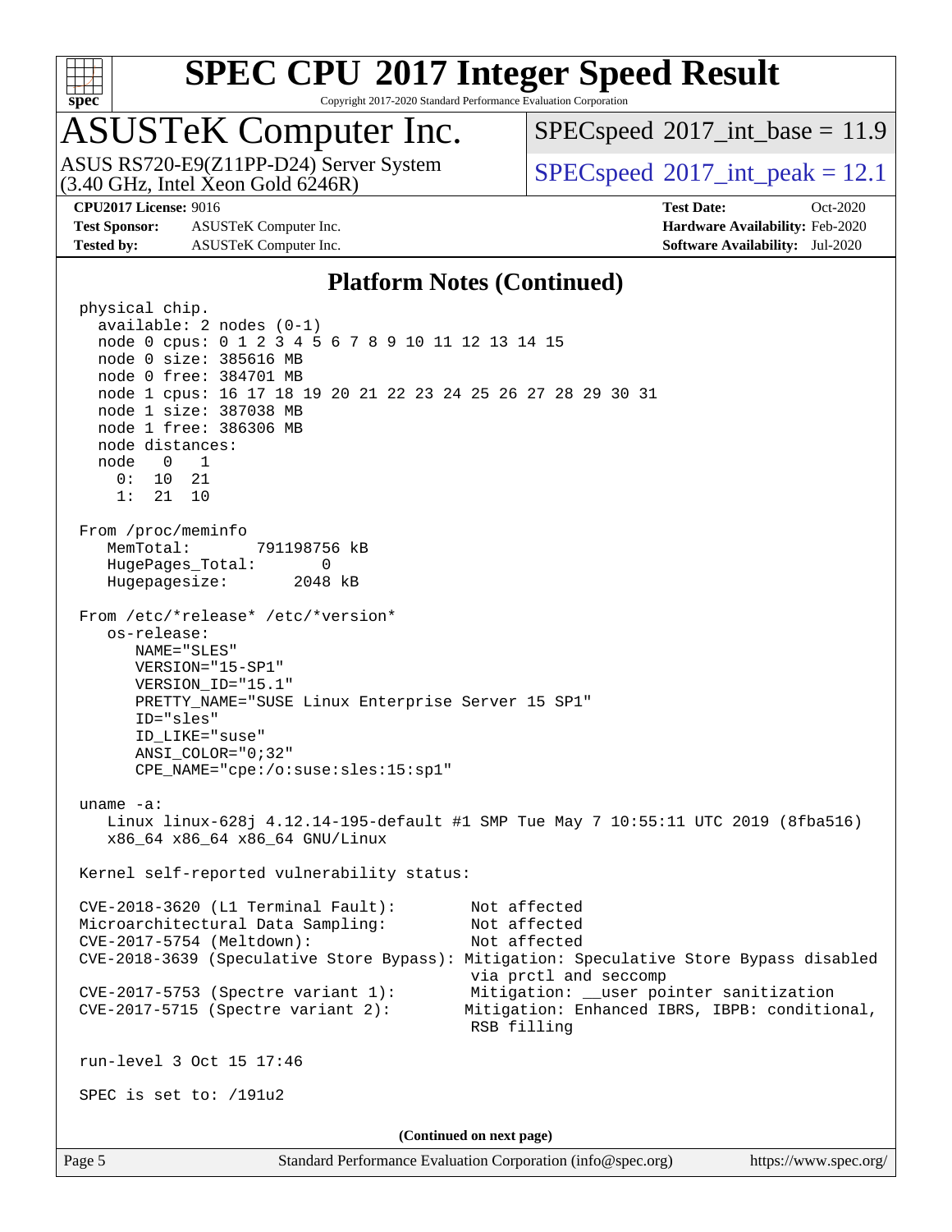# SPEC CPU 2017 Integer Speed Result

Copyright 2017-2020 Standard Performance Evaluation Corporation

## ASUSTeK Computer Inc.

ASUS RS720-E9(Z11PP-D24) Server System
(3.40 GHz, Intel Xeon Gold 6246R)

SPECspeed 2017_int_base = 11.9

SPECspeed 2017_int_peak = 12.1

**CPU2017 License:** 9016
**Test Sponsor:** ASUSTeK Computer Inc.
**Tested by:** ASUSTeK Computer Inc.

**Test Date:** Oct-2020
**Hardware Availability:** Feb-2020
**Software Availability:** Jul-2020

### Platform Notes (Continued)

```
physical chip.
  available: 2 nodes (0-1)
  node 0 cpus: 0 1 2 3 4 5 6 7 8 9 10 11 12 13 14 15
  node 0 size: 385616 MB
  node 0 free: 384701 MB
  node 1 cpus: 16 17 18 19 20 21 22 23 24 25 26 27 28 29 30 31
  node 1 size: 387038 MB
  node 1 free: 386306 MB
  node distances:
  node   0   1
    0:  10  21
    1:  21  10

From /proc/meminfo
   MemTotal:       791198756 kB
   HugePages_Total:       0
   Hugepagesize:       2048 kB

From /etc/*release* /etc/*version*
   os-release:
      NAME="SLES"
      VERSION="15-SP1"
      VERSION_ID="15.1"
      PRETTY_NAME="SUSE Linux Enterprise Server 15 SP1"
      ID="sles"
      ID_LIKE="suse"
      ANSI_COLOR="0;32"
      CPE_NAME="cpe:/o:suse:sles:15:sp1"

uname -a:
   Linux linux-628j 4.12.14-195-default #1 SMP Tue May 7 10:55:11 UTC 2019 (8fba516)
   x86_64 x86_64 x86_64 GNU/Linux

Kernel self-reported vulnerability status:

CVE-2018-3620 (L1 Terminal Fault):        Not affected
Microarchitectural Data Sampling:         Not affected
CVE-2017-5754 (Meltdown):                 Not affected
CVE-2018-3639 (Speculative Store Bypass): Mitigation: Speculative Store Bypass disabled
                                          via prctl and seccomp
CVE-2017-5753 (Spectre variant 1):        Mitigation: __user pointer sanitization
CVE-2017-5715 (Spectre variant 2):        Mitigation: Enhanced IBRS, IBPB: conditional,
                                          RSB filling

run-level 3 Oct 15 17:46

SPEC is set to: /191u2
```

(Continued on next page)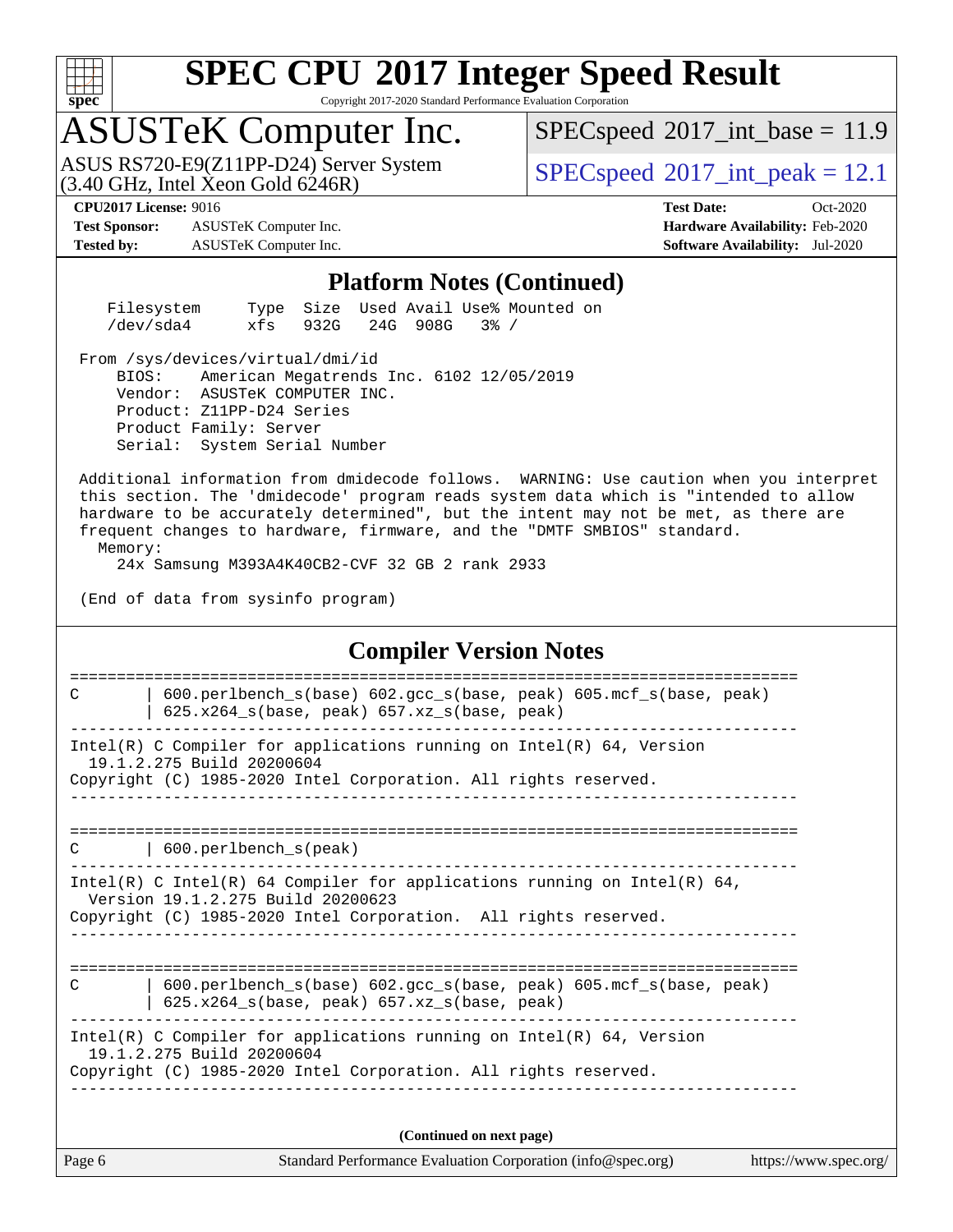## Platform Notes (Continued)

```
Filesystem     Type  Size  Used Avail Use% Mounted on
/dev/sda4      xfs   932G   24G  908G   3% /

From /sys/devices/virtual/dmi/id
    BIOS:    American Megatrends Inc. 6102 12/05/2019
    Vendor:  ASUSTeK COMPUTER INC.
    Product: Z11PP-D24 Series
    Product Family: Server
    Serial:  System Serial Number

Additional information from dmidecode follows.  WARNING: Use caution when you interpret
this section. The 'dmidecode' program reads system data which is "intended to allow
hardware to be accurately determined", but the intent may not be met, as there are
frequent changes to hardware, firmware, and the "DMTF SMBIOS" standard.
  Memory:
    24x Samsung M393A4K40CB2-CVF 32 GB 2 rank 2933

(End of data from sysinfo program)
```

## Compiler Version Notes

```
==============================================================================
C       | 600.perlbench_s(base) 602.gcc_s(base, peak) 605.mcf_s(base, peak)
        | 625.x264_s(base, peak) 657.xz_s(base, peak)
------------------------------------------------------------------------------
Intel(R) C Compiler for applications running on Intel(R) 64, Version
  19.1.2.275 Build 20200604
Copyright (C) 1985-2020 Intel Corporation. All rights reserved.
------------------------------------------------------------------------------

==============================================================================
C       | 600.perlbench_s(peak)
------------------------------------------------------------------------------
Intel(R) C Intel(R) 64 Compiler for applications running on Intel(R) 64,
  Version 19.1.2.275 Build 20200623
Copyright (C) 1985-2020 Intel Corporation.  All rights reserved.
------------------------------------------------------------------------------

==============================================================================
C       | 600.perlbench_s(base) 602.gcc_s(base, peak) 605.mcf_s(base, peak)
        | 625.x264_s(base, peak) 657.xz_s(base, peak)
------------------------------------------------------------------------------
Intel(R) C Compiler for applications running on Intel(R) 64, Version
  19.1.2.275 Build 20200604
Copyright (C) 1985-2020 Intel Corporation. All rights reserved.
------------------------------------------------------------------------------
```

**(Continued on next page)**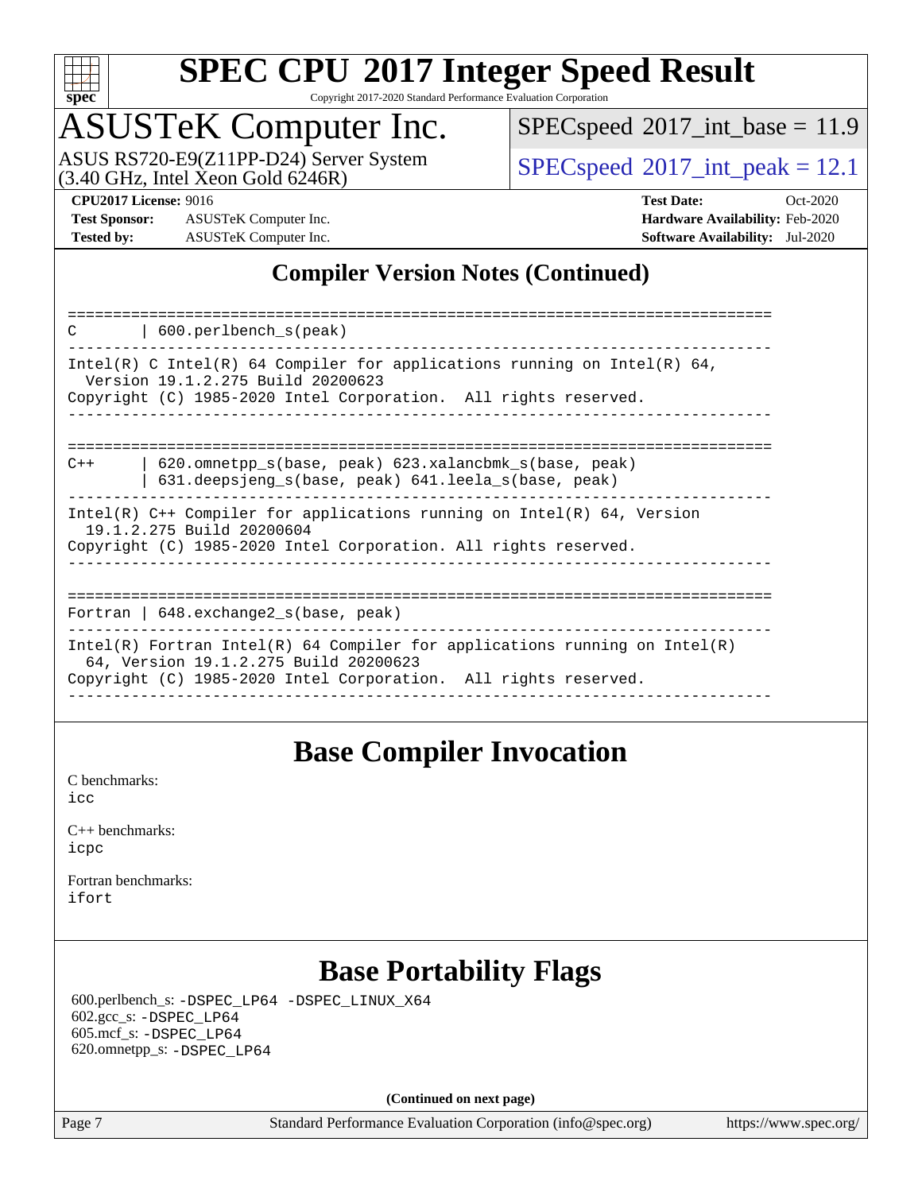## Compiler Version Notes (Continued)

```
==============================================================================
C       | 600.perlbench_s(peak)
------------------------------------------------------------------------------
Intel(R) C Intel(R) 64 Compiler for applications running on Intel(R) 64,
  Version 19.1.2.275 Build 20200623
Copyright (C) 1985-2020 Intel Corporation.  All rights reserved.
------------------------------------------------------------------------------

==============================================================================
C++     | 620.omnetpp_s(base, peak) 623.xalancbmk_s(base, peak)
        | 631.deepsjeng_s(base, peak) 641.leela_s(base, peak)
------------------------------------------------------------------------------
Intel(R) C++ Compiler for applications running on Intel(R) 64, Version
  19.1.2.275 Build 20200604
Copyright (C) 1985-2020 Intel Corporation. All rights reserved.
------------------------------------------------------------------------------

==============================================================================
Fortran | 648.exchange2_s(base, peak)
------------------------------------------------------------------------------
Intel(R) Fortran Intel(R) 64 Compiler for applications running on Intel(R)
  64, Version 19.1.2.275 Build 20200623
Copyright (C) 1985-2020 Intel Corporation.  All rights reserved.
------------------------------------------------------------------------------
```

## Base Compiler Invocation

C benchmarks:
icc

C++ benchmarks:
icpc

Fortran benchmarks:
ifort

## Base Portability Flags

600.perlbench_s: -DSPEC_LP64 -DSPEC_LINUX_X64
602.gcc_s: -DSPEC_LP64
605.mcf_s: -DSPEC_LP64
620.omnetpp_s: -DSPEC_LP64

**(Continued on next page)**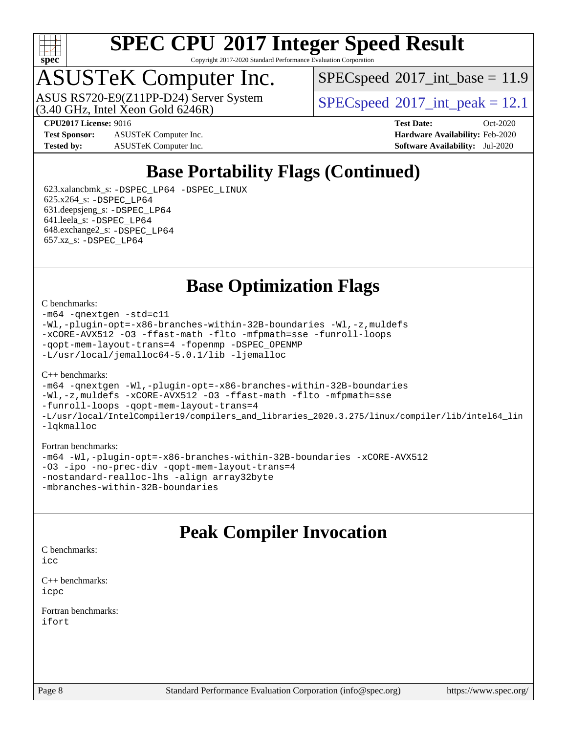# SPEC CPU 2017 Integer Speed Result

Copyright 2017-2020 Standard Performance Evaluation Corporation

## ASUSTeK Computer Inc.

ASUS RS720-E9(Z11PP-D24) Server System
(3.40 GHz, Intel Xeon Gold 6246R)

SPECspeed 2017_int_base = 11.9

SPECspeed 2017_int_peak = 12.1

**CPU2017 License:** 9016
**Test Sponsor:** ASUSTeK Computer Inc.
**Tested by:** ASUSTeK Computer Inc.

**Test Date:** Oct-2020
**Hardware Availability:** Feb-2020
**Software Availability:** Jul-2020

## Base Portability Flags (Continued)

623.xalancbmk_s: `-DSPEC_LP64 -DSPEC_LINUX`
625.x264_s: `-DSPEC_LP64`
631.deepsjeng_s: `-DSPEC_LP64`
641.leela_s: `-DSPEC_LP64`
648.exchange2_s: `-DSPEC_LP64`
657.xz_s: `-DSPEC_LP64`

## Base Optimization Flags

C benchmarks:

```
-m64 -qnextgen -std=c11
-Wl,-plugin-opt=-x86-branches-within-32B-boundaries -Wl,-z,muldefs
-xCORE-AVX512 -O3 -ffast-math -flto -mfpmath=sse -funroll-loops
-qopt-mem-layout-trans=4 -fopenmp -DSPEC_OPENMP
-L/usr/local/jemalloc64-5.0.1/lib -ljemalloc
```

C++ benchmarks:

```
-m64 -qnextgen -Wl,-plugin-opt=-x86-branches-within-32B-boundaries
-Wl,-z,muldefs -xCORE-AVX512 -O3 -ffast-math -flto -mfpmath=sse
-funroll-loops -qopt-mem-layout-trans=4
-L/usr/local/IntelCompiler19/compilers_and_libraries_2020.3.275/linux/compiler/lib/intel64_lin
-lqkmalloc
```

Fortran benchmarks:

```
-m64 -Wl,-plugin-opt=-x86-branches-within-32B-boundaries -xCORE-AVX512
-O3 -ipo -no-prec-div -qopt-mem-layout-trans=4
-nostandard-realloc-lhs -align array32byte
-mbranches-within-32B-boundaries
```

## Peak Compiler Invocation

C benchmarks:

```
icc
```

C++ benchmarks:

```
icpc
```

Fortran benchmarks:

```
ifort
```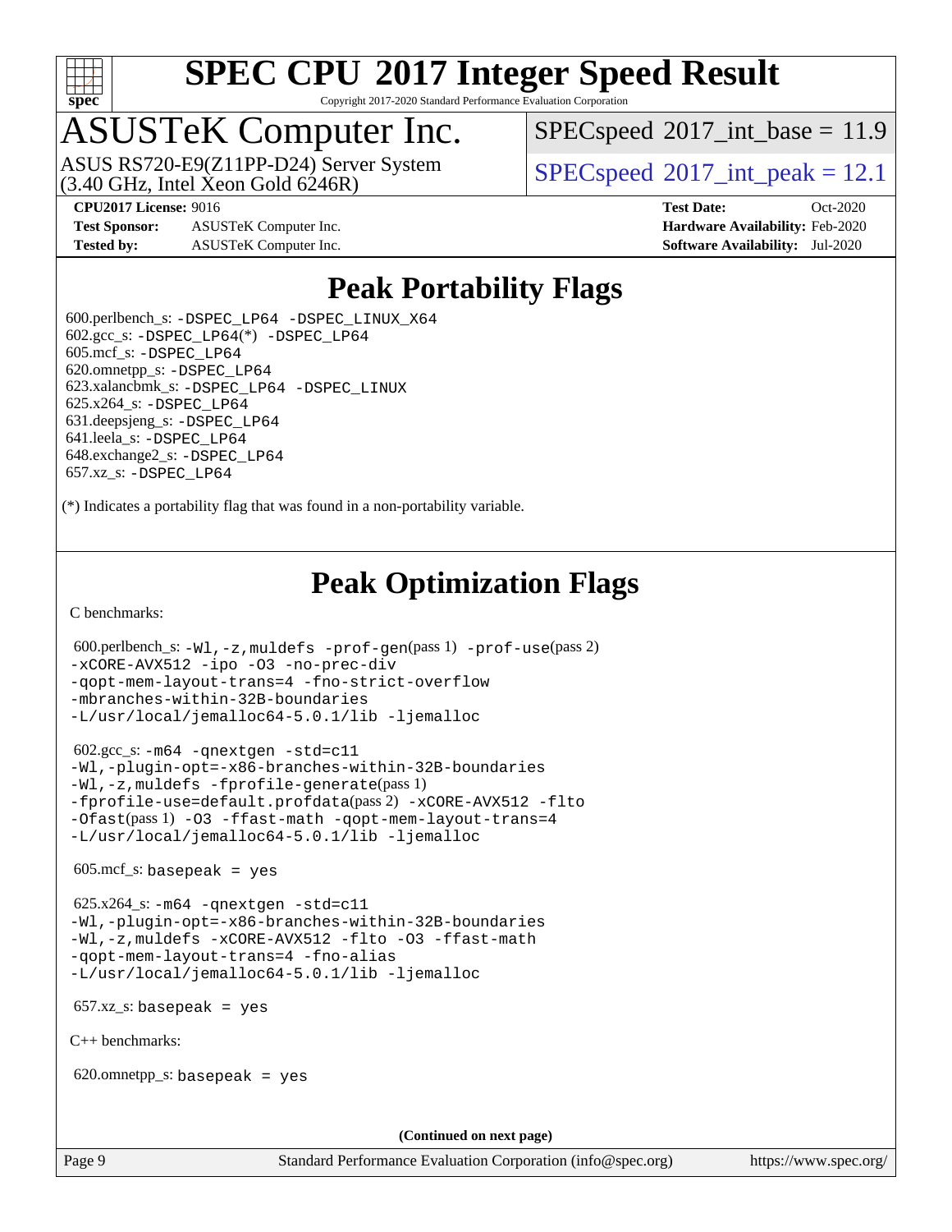# SPEC CPU 2017 Integer Speed Result

Copyright 2017-2020 Standard Performance Evaluation Corporation

## ASUSTeK Computer Inc.

ASUS RS720-E9(Z11PP-D24) Server System
(3.40 GHz, Intel Xeon Gold 6246R)

SPECspeed 2017_int_base = 11.9

SPECspeed 2017_int_peak = 12.1

**CPU2017 License:** 9016
**Test Sponsor:** ASUSTeK Computer Inc.
**Tested by:** ASUSTeK Computer Inc.

**Test Date:** Oct-2020
**Hardware Availability:** Feb-2020
**Software Availability:** Jul-2020

## Peak Portability Flags

600.perlbench_s: -DSPEC_LP64 -DSPEC_LINUX_X64
602.gcc_s: -DSPEC_LP64(*) -DSPEC_LP64
605.mcf_s: -DSPEC_LP64
620.omnetpp_s: -DSPEC_LP64
623.xalancbmk_s: -DSPEC_LP64 -DSPEC_LINUX
625.x264_s: -DSPEC_LP64
631.deepsjeng_s: -DSPEC_LP64
641.leela_s: -DSPEC_LP64
648.exchange2_s: -DSPEC_LP64
657.xz_s: -DSPEC_LP64

(*) Indicates a portability flag that was found in a non-portability variable.

## Peak Optimization Flags

C benchmarks:

600.perlbench_s: -Wl,-z,muldefs -prof-gen(pass 1) -prof-use(pass 2)
-xCORE-AVX512 -ipo -O3 -no-prec-div
-qopt-mem-layout-trans=4 -fno-strict-overflow
-mbranches-within-32B-boundaries
-L/usr/local/jemalloc64-5.0.1/lib -ljemalloc

602.gcc_s: -m64 -qnextgen -std=c11
-Wl,-plugin-opt=-x86-branches-within-32B-boundaries
-Wl,-z,muldefs -fprofile-generate(pass 1)
-fprofile-use=default.profdata(pass 2) -xCORE-AVX512 -flto
-Ofast(pass 1) -O3 -ffast-math -qopt-mem-layout-trans=4
-L/usr/local/jemalloc64-5.0.1/lib -ljemalloc

605.mcf_s: basepeak = yes

625.x264_s: -m64 -qnextgen -std=c11
-Wl,-plugin-opt=-x86-branches-within-32B-boundaries
-Wl,-z,muldefs -xCORE-AVX512 -flto -O3 -ffast-math
-qopt-mem-layout-trans=4 -fno-alias
-L/usr/local/jemalloc64-5.0.1/lib -ljemalloc

657.xz_s: basepeak = yes

C++ benchmarks:

620.omnetpp_s: basepeak = yes

**(Continued on next page)**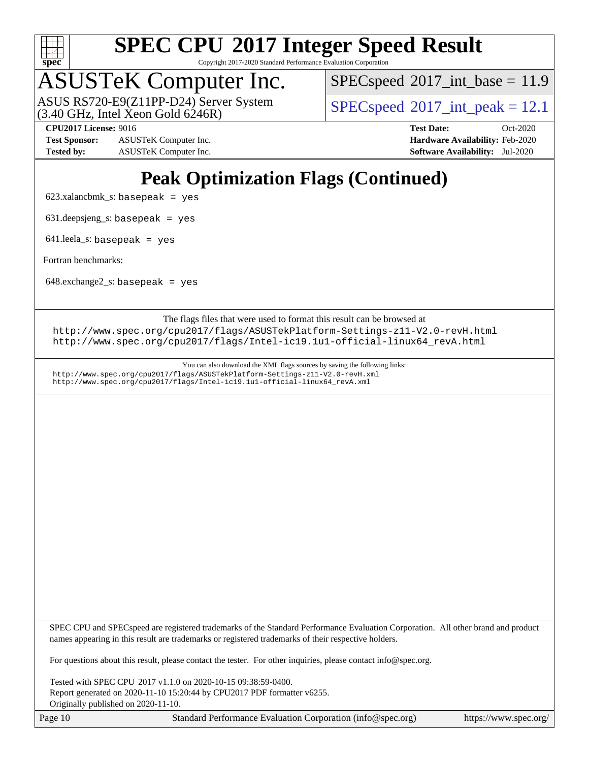# Peak Optimization Flags (Continued)

623.xalancbmk_s: basepeak = yes

631.deepsjeng_s: basepeak = yes

641.leela_s: basepeak = yes

Fortran benchmarks:

648.exchange2_s: basepeak = yes

The flags files that were used to format this result can be browsed at

http://www.spec.org/cpu2017/flags/ASUSTekPlatform-Settings-z11-V2.0-revH.html
http://www.spec.org/cpu2017/flags/Intel-ic19.1u1-official-linux64_revA.html

You can also download the XML flags sources by saving the following links:

http://www.spec.org/cpu2017/flags/ASUSTekPlatform-Settings-z11-V2.0-revH.xml
http://www.spec.org/cpu2017/flags/Intel-ic19.1u1-official-linux64_revA.xml

SPEC CPU and SPECspeed are registered trademarks of the Standard Performance Evaluation Corporation. All other brand and product names appearing in this result are trademarks or registered trademarks of their respective holders.

For questions about this result, please contact the tester. For other inquiries, please contact info@spec.org.

Tested with SPEC CPU 2017 v1.1.0 on 2020-10-15 09:38:59-0400.
Report generated on 2020-11-10 15:20:44 by CPU2017 PDF formatter v6255.
Originally published on 2020-11-10.